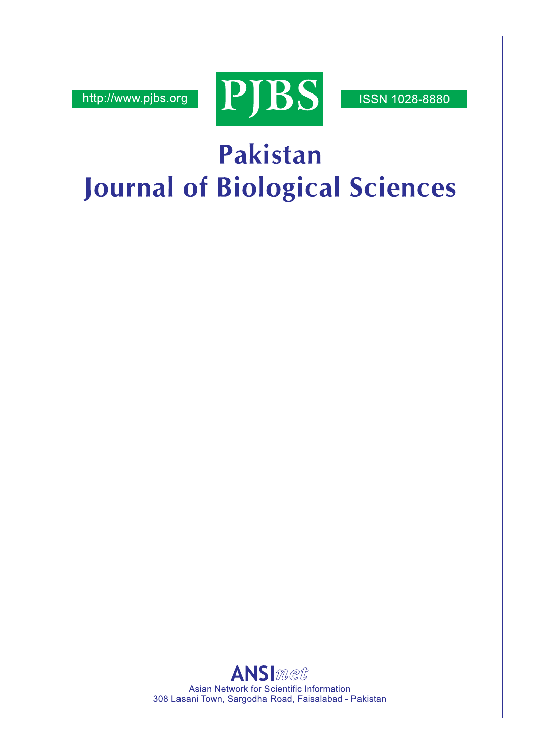http://www.pjbs.org

# PJBS

ISSN 1028-8880

# Pakistan Journal of Biological Sciences

**ANSInet**

Asian Network for Scientific Information

308 Lasani Town, Sargodha Road, Faisalabad - Pakistan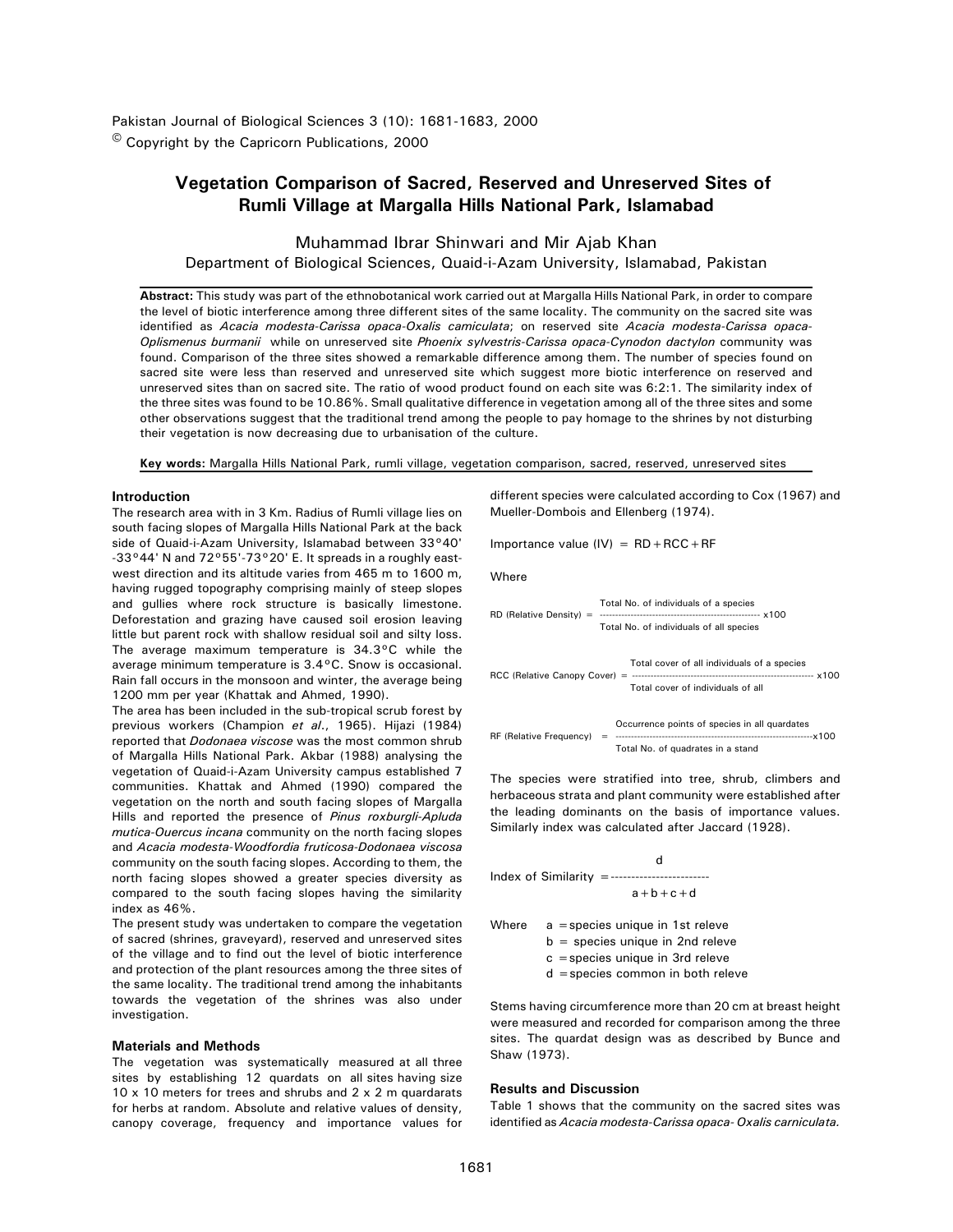Pakistan Journal of Biological Sciences 3 (10): 1681-1683, 2000

© Copyright by the Capricorn Publications, 2000

# Vegetation Comparison of Sacred, Reserved and Unreserved Sites of Rumli Village at Margalla Hills National Park, Islamabad

Muhammad Ibrar Shinwari and Mir Ajab Khan

Department of Biological Sciences, Quaid-i-Azam University, Islamabad, Pakistan

**Abstract:** This study was part of the ethnobotanical work carried out at Margalla Hills National Park, in order to compare the level of biotic interference among three different sites of the same locality. The community on the sacred site was identified as *Acacia modesta-Carissa opaca-Oxalis camiculata*; on reserved site *Acacia modesta-Carissa opaca-Oplismenus burmanii* while on unreserved site *Phoenix sylvestris-Carissa opaca-Cynodon dactylon* community was found. Comparison of the three sites showed a remarkable difference among them. The number of species found on sacred site were less than reserved and unreserved site which suggest more biotic interference on reserved and unreserved sites than on sacred site. The ratio of wood product found on each site was 6:2:1. The similarity index of the three sites was found to be 10.86%. Small qualitative difference in vegetation among all of the three sites and some other observations suggest that the traditional trend among the people to pay homage to the shrines by not disturbing their vegetation is now decreasing due to urbanisation of the culture.

**Key words:** Margalla Hills National Park, rumli village, vegetation comparison, sacred, reserved, unreserved sites

## Introduction

The research area with in 3 Km. Radius of Rumli village lies on south facing slopes of Margalla Hills National Park at the back side of Quaid-i-Azam University, Islamabad between 33°40' -33°44' N and 72°55'-73°20' E. It spreads in a roughly east-west direction and its altitude varies from 465 m to 1600 m, having rugged topography comprising mainly of steep slopes and gullies where rock structure is basically limestone. Deforestation and grazing have caused soil erosion leaving little but parent rock with shallow residual soil and silty loss. The average maximum temperature is 34.3°C while the average minimum temperature is 3.4°C. Snow is occasional. Rain fall occurs in the monsoon and winter, the average being 1200 mm per year (Khattak and Ahmed, 1990).

The area has been included in the sub-tropical scrub forest by previous workers (Champion *et al*., 1965). Hijazi (1984) reported that *Dodonaea viscose* was the most common shrub of Margalla Hills National Park. Akbar (1988) analysing the vegetation of Quaid-i-Azam University campus established 7 communities. Khattak and Ahmed (1990) compared the vegetation on the north and south facing slopes of Margalla Hills and reported the presence of *Pinus roxburgli-Apluda mutica-Ouercus incana* community on the north facing slopes and *Acacia modesta-Woodfordia fruticosa-Dodonaea viscosa* community on the south facing slopes. According to them, the north facing slopes showed a greater species diversity as compared to the south facing slopes having the similarity index as 46%.

The present study was undertaken to compare the vegetation of sacred (shrines, graveyard), reserved and unreserved sites of the village and to find out the level of biotic interference and protection of the plant resources among the three sites of the same locality. The traditional trend among the inhabitants towards the vegetation of the shrines was also under investigation.

## Materials and Methods

The vegetation was systematically measured at all three sites by establishing 12 quardats on all sites having size 10 x 10 meters for trees and shrubs and 2 x 2 m quardarats for herbs at random. Absolute and relative values of density, canopy coverage, frequency and importance values for different species were calculated according to Cox (1967) and Mueller-Dombois and Ellenberg (1974).

Importance value (IV) = RD + RCC + RF

Where

$$\text{RD (Relative Density)} = \frac{\text{Total No. of individuals of a species}}{\text{Total No. of individuals of all species}} \times 100$$

$$\text{RCC (Relative Canopy Cover)} = \frac{\text{Total cover of all individuals of a species}}{\text{Total cover of individuals of all}} \times 100$$

$$\text{RF (Relative Frequency)} = \frac{\text{Occurrence points of species in all quardates}}{\text{Total No. of quadrates in a stand}} \times 100$$

The species were stratified into tree, shrub, climbers and herbaceous strata and plant community were established after the leading dominants on the basis of importance values. Similarly index was calculated after Jaccard (1928).

$$\text{Index of Similarity} = \frac{d}{a+b+c+d}$$

Where
- a = species unique in 1st releve
- b = species unique in 2nd releve
- c = species unique in 3rd releve
- d = species common in both releve

Stems having circumference more than 20 cm at breast height were measured and recorded for comparison among the three sites. The quardat design was as described by Bunce and Shaw (1973).

## Results and Discussion

Table 1 shows that the community on the sacred sites was identified as *Acacia modesta-Carissa opaca- Oxalis carniculata.*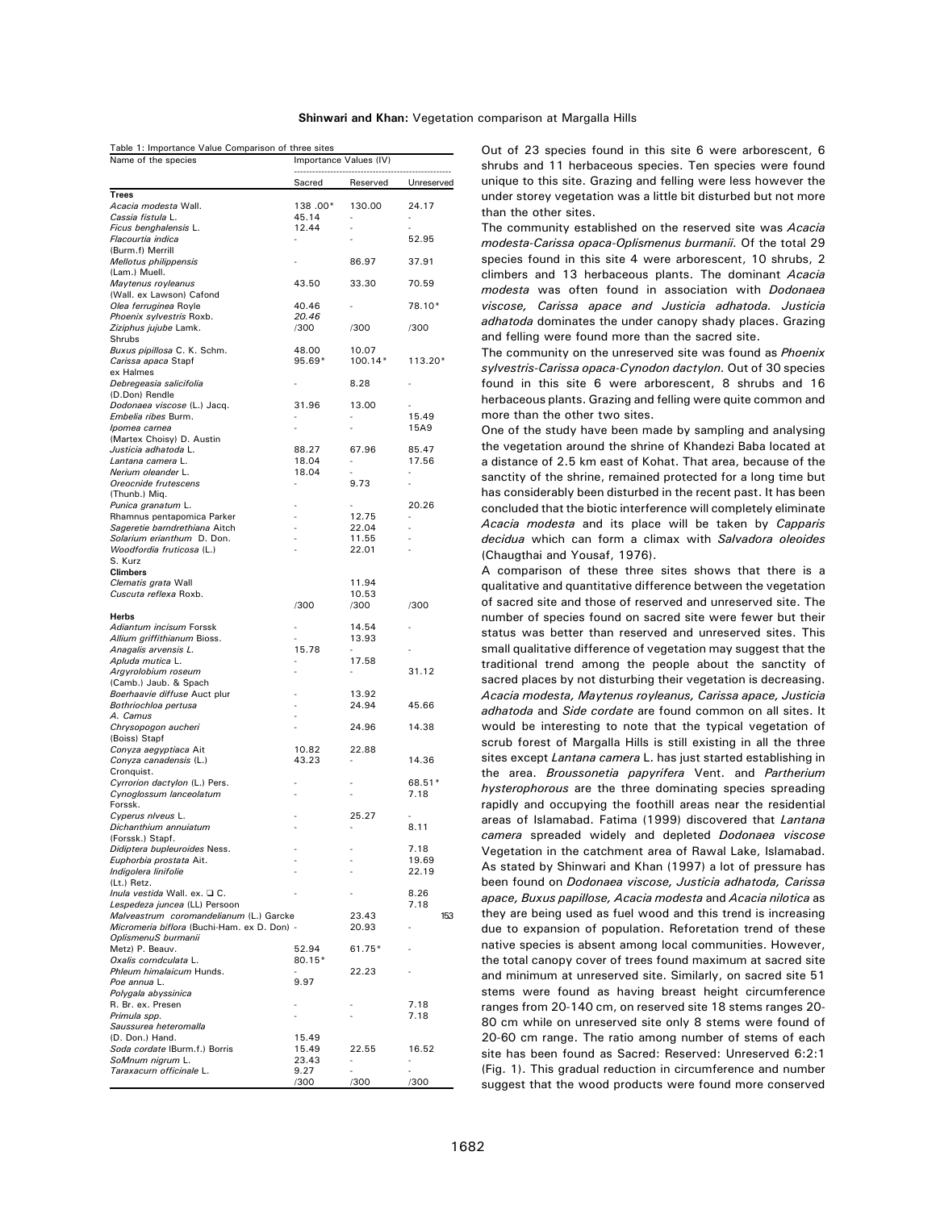Table 1: Importance Value Comparison of three sites

| Name of the species | Importance Values (IV) | | |
|---|---|---|---|
| | Sacred | Reserved | Unreserved |
| **Trees** | | | |
| *Acacia modesta* Wall. | 138 .00* | 130.00 | 24.17 |
| *Cassia fistula* L. | 45.14 | - | - |
| *Ficus benghalensis* L. | 12.44 | - | - |
| *Flacourtia indica* (Burm.f) Merrill | - | - | 52.95 |
| *Mellotus philippensis* (Lam.) Muell. | - | 86.97 | 37.91 |
| *Maytenus royleanus* (Wall. ex Lawson) Cafond | 43.50 | 33.30 | 70.59 |
| *Olea ferruginea* Royle | 40.46 | - | 78.10* |
| *Phoenix sylvestris* Roxb. | *20.46* | | |
| *Ziziphus jujube* Lamk. | /300 | /300 | /300 |
| Shrubs | | | |
| *Buxus pipillosa* C. K. Schm. | 48.00 | 10.07 | |
| *Carissa apaca* Stapf ex Halmes | 95.69* | 100.14* | 113.20* |
| *Debregeasia salicifolia* (D.Don) Rendle | - | 8.28 | - |
| *Dodonaea viscose* (L.) Jacq. | 31.96 | 13.00 | - |
| *Embelia ribes* Burm. | - | - | 15.49 |
| *Ipomea carnea* (Martex Choisy) D. Austin | - | - | 15A9 |
| *Justicia adhatoda* L. | 88.27 | 67.96 | 85.47 |
| *Lantana camera* L. | 18.04 | - | 17.56 |
| *Nerium oleander* L. | 18.04 | - | - |
| *Oreocnide frutescens* (Thunb.) Miq. | - | 9.73 | - |
| *Punica granatum* L. | - | - | 20.26 |
| *Rhamnus pentapomica* Parker | - | 12.75 | - |
| *Sageretie barndrethiana* Aitch | - | 22.04 | - |
| *Solarium erianthum* D. Don. | - | 11.55 | - |
| *Woodfordia fruticosa* (L.) S. Kurz | - | 22.01 | - |
| **Climbers** | | | |
| *Clematis grata* Wall | | 11.94 | |
| *Cuscuta reflexa* Roxb. | | 10.53 | |
| | /300 | /300 | /300 |
| **Herbs** | | | |
| *Adiantum incisum* Forssk | - | 14.54 | - |
| *Allium griffithianum* Bioss. | - | 13.93 | |
| *Anagalis arvensis L.* | 15.78 | - | - |
| *Apluda mutica* L. | - | 17.58 | |
| *Argyrolobium roseum* (Camb.) Jaub. & Spach | - | - | 31.12 |
| *Boerhaavie diffuse* Auct plur | - | 13.92 | |
| *Bothriochloa pertusa* A. Camus | - | 24.94 | 45.66 |
| *Chrysopogon aucheri* (Boiss) Stapf | - | 24.96 | 14.38 |
| *Conyza aegyptiaca* Ait | 10.82 | 22.88 | |
| *Conyza canadensis* (L.) Cronquist. | 43.23 | - | 14.36 |
| *Cyrrorion dactylon* (L.) Pers. | - | - | 68.51* |
| *Cynoglossum lanceolatum* Forssk. | - | - | 7.18 |
| *Cyperus nlveus* L. | - | 25.27 | - |
| *Dichanthium annuiatum* (Forssk.) Stapf. | - | - | 8.11 |
| *Didiptera bupleuroides* Ness. | - | - | 7.18 |
| *Euphorbia prostata* Ait. | - | - | 19.69 |
| *Indigolera linifolie* (Lt.) Retz. | - | - | 22.19 |
| *Inula vestida* Wall. ex. ❑ C. | - | - | 8.26 |
| *Lespedeza juncea* (LL) Persoon | | | 7.18 |
| *Malveastrum coromandelianum* (L.) Garcke | | 23.43 | 153 |
| *Micromeria biflora* (Buchi-Ham. ex D. Don) - | | 20.93 | - |
| *OplismenuS burmanii* Metz) P. Beauv. | 52.94 | 61.75* | - |
| *Oxalis corndculata* L. | 80.15* | | |
| *Phleum himalaicum* Hunds. | - | 22.23 | - |
| *Poe annua* L. | 9.97 | | |
| *Polygala abyssinica* R. Br. ex. Presen | - | - | 7.18 |
| *Primula spp.* | - | - | 7.18 |
| *Saussurea heteromalla* (D. Don.) Hand. | 15.49 | | |
| *Soda cordate* IBurm.f.) Borris | 15.49 | 22.55 | 16.52 |
| *SoMnum nigrum* L. | 23.43 | - | - |
| *Taraxacurn officinale* L. | 9.27 | - | - |
| | /300 | /300 | /300 |

Out of 23 species found in this site 6 were arborescent, 6 shrubs and 11 herbaceous species. Ten species were found unique to this site. Grazing and felling were less however the under storey vegetation was a little bit disturbed but not more than the other sites.

The community established on the reserved site was *Acacia modesta-Carissa opaca-Oplismenus burmanii.* Of the total 29 species found in this site 4 were arborescent, 10 shrubs, 2 climbers and 13 herbaceous plants. The dominant *Acacia modesta* was often found in association with *Dodonaea viscose, Carissa apace and Justicia adhatoda. Justicia adhatoda* dominates the under canopy shady places. Grazing and felling were found more than the sacred site.

The community on the unreserved site was found as *Phoenix sylvestris-Carissa opaca-Cynodon dactylon.* Out of 30 species found in this site 6 were arborescent, 8 shrubs and 16 herbaceous plants. Grazing and felling were quite common and more than the other two sites.

One of the study have been made by sampling and analysing the vegetation around the shrine of Khandezi Baba located at a distance of 2.5 km east of Kohat. That area, because of the sanctity of the shrine, remained protected for a long time but has considerably been disturbed in the recent past. It has been concluded that the biotic interference will completely eliminate *Acacia modesta* and its place will be taken by *Capparis decidua* which can form a climax with *Salvadora oleoides* (Chaugthai and Yousaf, 1976).

A comparison of these three sites shows that there is a qualitative and quantitative difference between the vegetation of sacred site and those of reserved and unreserved site. The number of species found on sacred site were fewer but their status was better than reserved and unreserved sites. This small qualitative difference of vegetation may suggest that the traditional trend among the people about the sanctity of sacred places by not disturbing their vegetation is decreasing. *Acacia modesta, Maytenus royleanus, Carissa apace, Justicia adhatoda* and *Side cordate* are found common on all sites. It would be interesting to note that the typical vegetation of scrub forest of Margalla Hills is still existing in all the three sites except *Lantana camera* L. has just started establishing in the area. *Broussonetia papyrifera* Vent. and *Partherium hysterophorous* are the three dominating species spreading rapidly and occupying the foothill areas near the residential areas of Islamabad. Fatima (1999) discovered that *Lantana camera* spreaded widely and depleted *Dodonaea viscose* Vegetation in the catchment area of Rawal Lake, Islamabad. As stated by Shinwari and Khan (1997) a lot of pressure has been found on *Dodonaea viscose, Justicia adhatoda, Carissa apace, Buxus papillose, Acacia modesta* and *Acacia nilotica* as they are being used as fuel wood and this trend is increasing due to expansion of population. Reforetation trend of these native species is absent among local communities. However, the total canopy cover of trees found maximum at sacred site and minimum at unreserved site. Similarly, on sacred site 51 stems were found as having breast height circumference ranges from 20-140 cm, on reserved site 18 stems ranges 20-80 cm while on unreserved site only 8 stems were found of 20-60 cm range. The ratio among number of stems of each site has been found as Sacred: Reserved: Unreserved 6:2:1 (Fig. 1). This gradual reduction in circumference and number suggest that the wood products were found more conserved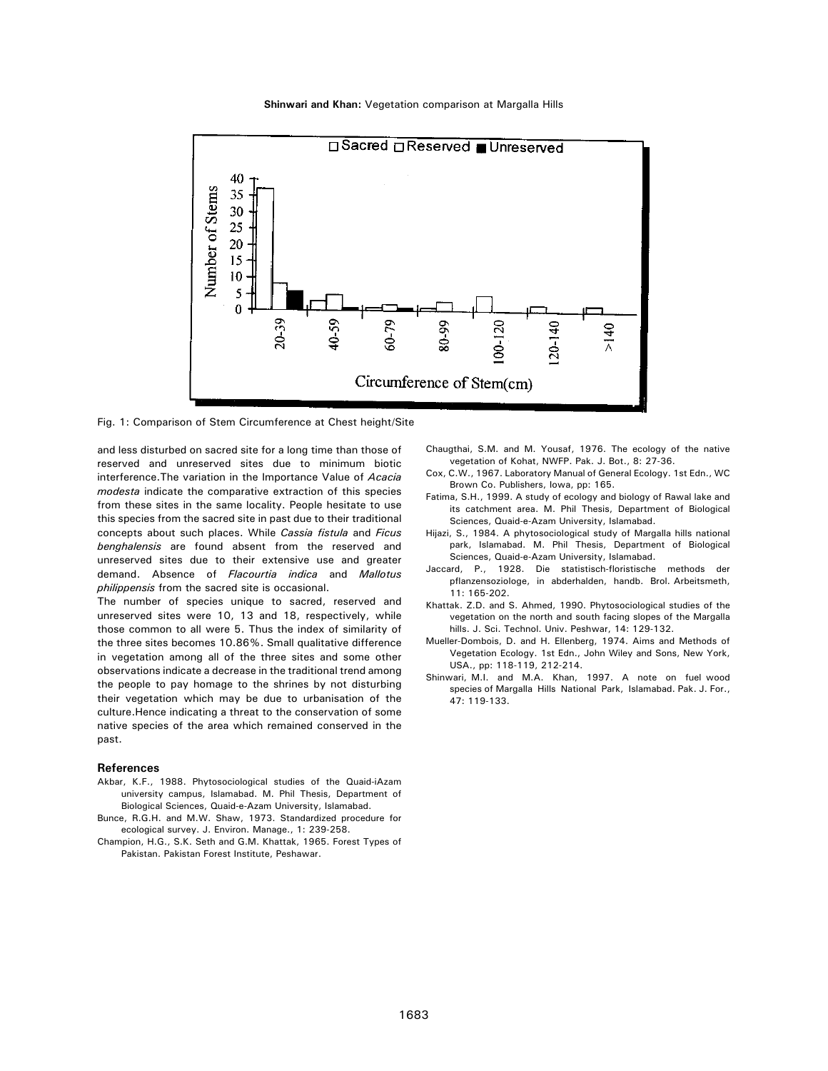□ Sacred □ Reserved ■ Unreserved

Number of Stems

40
35
30
25
20
15
10
5
0

20-39
40-59
60-79
80-99
100-120
120-140
>140

Circumference of Stem(cm)

Fig. 1: Comparison of Stem Circumference at Chest height/Site

and less disturbed on sacred site for a long time than those of reserved and unreserved sites due to minimum biotic interference.The variation in the Importance Value of *Acacia modesta* indicate the comparative extraction of this species from these sites in the same locality. People hesitate to use this species from the sacred site in past due to their traditional concepts about such places. While *Cassia fistula* and *Ficus benghalensis* are found absent from the reserved and unreserved sites due to their extensive use and greater demand. Absence of *Flacourtia indica* and *Mallotus philippensis* from the sacred site is occasional.

The number of species unique to sacred, reserved and unreserved sites were 10, 13 and 18, respectively, while those common to all were 5. Thus the index of similarity of the three sites becomes 10.86%. Small qualitative difference in vegetation among all of the three sites and some other observations indicate a decrease in the traditional trend among the people to pay homage to the shrines by not disturbing their vegetation which may be due to urbanisation of the culture.Hence indicating a threat to the conservation of some native species of the area which remained conserved in the past.

## References

Akbar, K.F., 1988. Phytosociological studies of the Quaid-iAzam university campus, Islamabad. M. Phil Thesis, Department of Biological Sciences, Quaid-e-Azam University, Islamabad.

Bunce, R.G.H. and M.W. Shaw, 1973. Standardized procedure for ecological survey. J. Environ. Manage., 1: 239-258.

Champion, H.G., S.K. Seth and G.M. Khattak, 1965. Forest Types of Pakistan. Pakistan Forest Institute, Peshawar.

Chaugthai, S.M. and M. Yousaf, 1976. The ecology of the native vegetation of Kohat, NWFP. Pak. J. Bot., 8: 27-36.

Cox, C.W., 1967. Laboratory Manual of General Ecology. 1st Edn., WC Brown Co. Publishers, Iowa, pp: 165.

Fatima, S.H., 1999. A study of ecology and biology of Rawal lake and its catchment area. M. Phil Thesis, Department of Biological Sciences, Quaid-e-Azam University, Islamabad.

Hijazi, S., 1984. A phytosociological study of Margalla hills national park, Islamabad. M. Phil Thesis, Department of Biological Sciences, Quaid-e-Azam University, Islamabad.

Jaccard, P., 1928. Die statistisch-floristische methods der pflanzensoziologe, in abderhalden, handb. Brol. Arbeitsmeth, 11: 165-202.

Khattak. Z.D. and S. Ahmed, 1990. Phytosociological studies of the vegetation on the north and south facing slopes of the Margalla hills. J. Sci. Technol. Univ. Peshwar, 14: 129-132.

Mueller-Dombois, D. and H. Ellenberg, 1974. Aims and Methods of Vegetation Ecology. 1st Edn., John Wiley and Sons, New York, USA., pp: 118-119, 212-214.

Shinwari, M.I. and M.A. Khan, 1997. A note on fuel wood species of Margalla Hills National Park, Islamabad. Pak. J. For., 47: 119-133.